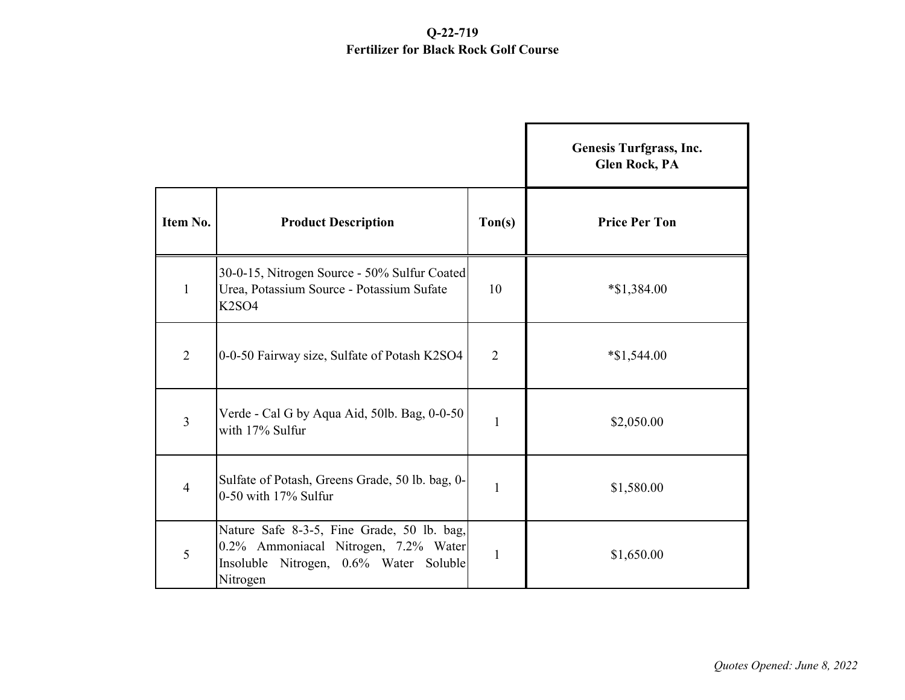# Q-22-719

## Fertilizer for Black Rock Golf Course

| Item No. | Product Description | Ton(s) | Genesis Turfgrass, Inc. Glen Rock, PA Price Per Ton |
|---|---|---|---|
| 1 | 30-0-15, Nitrogen Source - 50% Sulfur Coated Urea, Potassium Source - Potassium Sufate $K_2SO_4$ | 10 | *$1,384.00 |
| 2 | 0-0-50 Fairway size, Sulfate of Potash $K_2SO_4$ | 2 | *$1,544.00 |
| 3 | Verde - Cal G by Aqua Aid, 50lb. Bag, 0-0-50 with 17% Sulfur | 1 | $2,050.00 |
| 4 | Sulfate of Potash, Greens Grade, 50 lb. bag, 0-0-50 with 17% Sulfur | 1 | $1,580.00 |
| 5 | Nature Safe 8-3-5, Fine Grade, 50 lb. bag, 0.2% Ammoniacal Nitrogen, 7.2% Water Insoluble Nitrogen, 0.6% Water Soluble Nitrogen | 1 | $1,650.00 |

*Quotes Opened: June 8, 2022*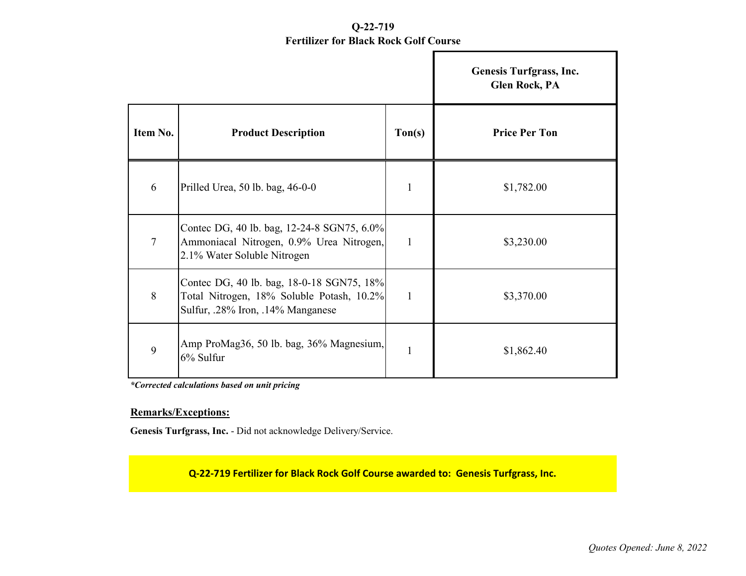**Q-22-719**
**Fertilizer for Black Rock Golf Course**

| | | | Genesis Turfgrass, Inc. Glen Rock, PA |
|---|---|---|---|
| **Item No.** | **Product Description** | **Ton(s)** | **Price Per Ton** |
| 6 | Prilled Urea, 50 lb. bag, 46-0-0 | 1 | $1,782.00 |
| 7 | Contec DG, 40 lb. bag, 12-24-8 SGN75, 6.0% Ammoniacal Nitrogen, 0.9% Urea Nitrogen, 2.1% Water Soluble Nitrogen | 1 | $3,230.00 |
| 8 | Contec DG, 40 lb. bag, 18-0-18 SGN75, 18% Total Nitrogen, 18% Soluble Potash, 10.2% Sulfur, .28% Iron, .14% Manganese | 1 | $3,370.00 |
| 9 | Amp ProMag36, 50 lb. bag, 36% Magnesium, 6% Sulfur | 1 | $1,862.40 |

***Corrected calculations based on unit pricing***

**Remarks/Exceptions:**

**Genesis Turfgrass, Inc.** - Did not acknowledge Delivery/Service.

**Q-22-719 Fertilizer for Black Rock Golf Course awarded to: Genesis Turfgrass, Inc.**

*Quotes Opened: June 8, 2022*